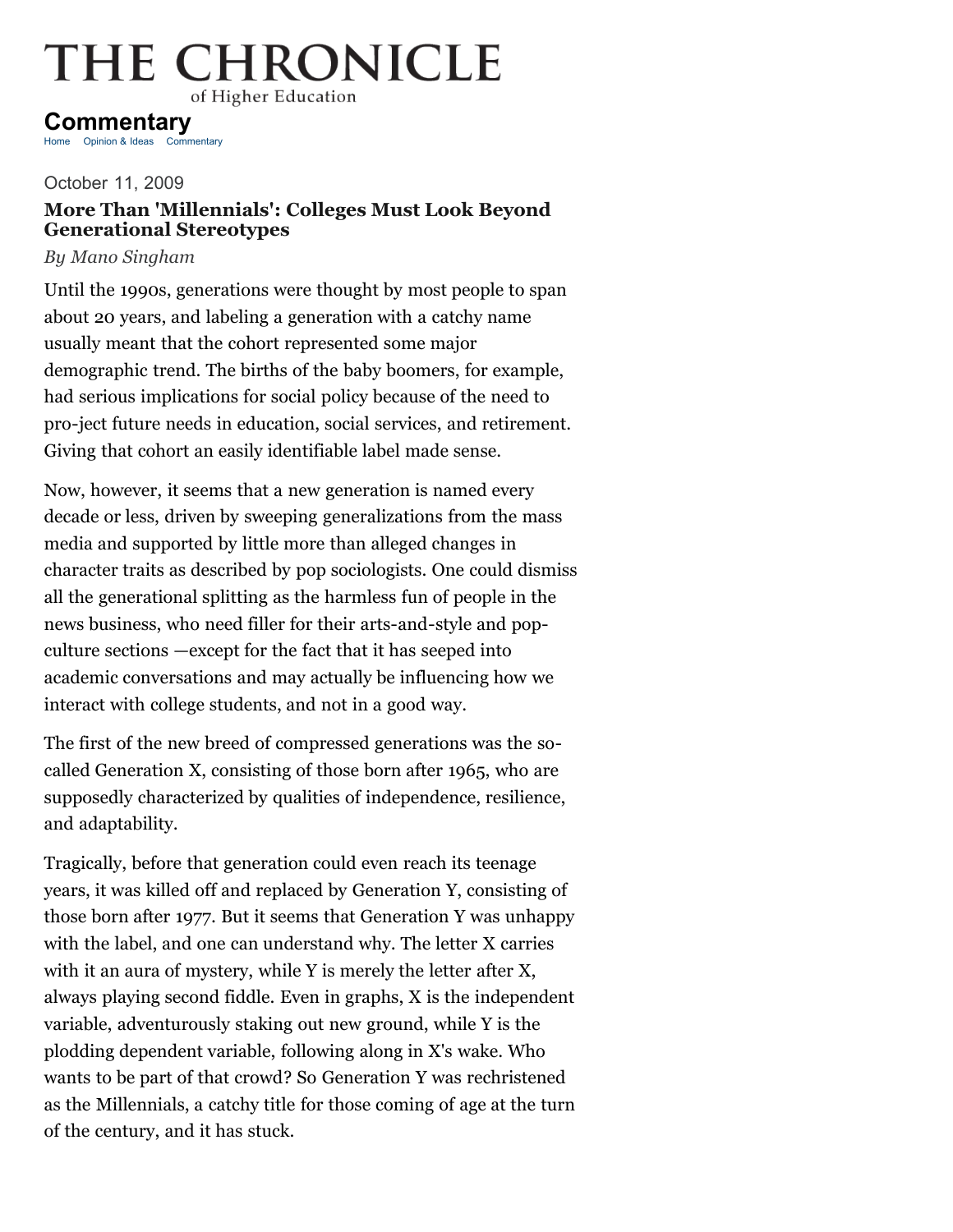# THE CHRONICLE
of Higher Education

## Commentary

Home Opinion & Ideas Commentary

October 11, 2009

### More Than 'Millennials': Colleges Must Look Beyond Generational Stereotypes

*By Mano Singham*

Until the 1990s, generations were thought by most people to span about 20 years, and labeling a generation with a catchy name usually meant that the cohort represented some major demographic trend. The births of the baby boomers, for example, had serious implications for social policy because of the need to pro-ject future needs in education, social services, and retirement. Giving that cohort an easily identifiable label made sense.

Now, however, it seems that a new generation is named every decade or less, driven by sweeping generalizations from the mass media and supported by little more than alleged changes in character traits as described by pop sociologists. One could dismiss all the generational splitting as the harmless fun of people in the news business, who need filler for their arts-and-style and pop-culture sections —except for the fact that it has seeped into academic conversations and may actually be influencing how we interact with college students, and not in a good way.

The first of the new breed of compressed generations was the so-called Generation X, consisting of those born after 1965, who are supposedly characterized by qualities of independence, resilience, and adaptability.

Tragically, before that generation could even reach its teenage years, it was killed off and replaced by Generation Y, consisting of those born after 1977. But it seems that Generation Y was unhappy with the label, and one can understand why. The letter X carries with it an aura of mystery, while Y is merely the letter after X, always playing second fiddle. Even in graphs, X is the independent variable, adventurously staking out new ground, while Y is the plodding dependent variable, following along in X's wake. Who wants to be part of that crowd? So Generation Y was rechristened as the Millennials, a catchy title for those coming of age at the turn of the century, and it has stuck.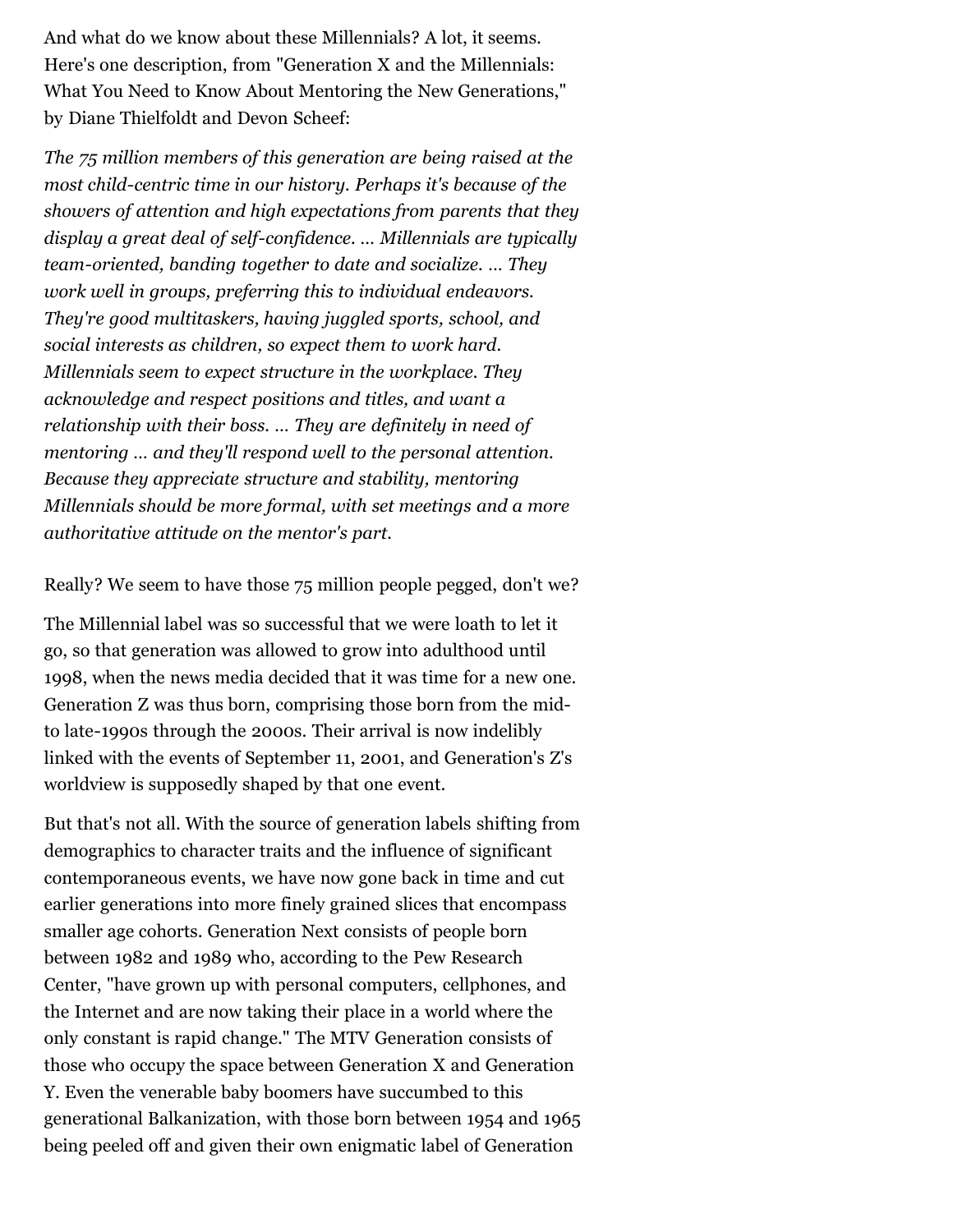And what do we know about these Millennials? A lot, it seems. Here's one description, from "Generation X and the Millennials: What You Need to Know About Mentoring the New Generations," by Diane Thielfoldt and Devon Scheef:

*The 75 million members of this generation are being raised at the most child-centric time in our history. Perhaps it's because of the showers of attention and high expectations from parents that they display a great deal of self-confidence. ... Millennials are typically team-oriented, banding together to date and socialize. ... They work well in groups, preferring this to individual endeavors. They're good multitaskers, having juggled sports, school, and social interests as children, so expect them to work hard. Millennials seem to expect structure in the workplace. They acknowledge and respect positions and titles, and want a relationship with their boss. ... They are definitely in need of mentoring ... and they'll respond well to the personal attention. Because they appreciate structure and stability, mentoring Millennials should be more formal, with set meetings and a more authoritative attitude on the mentor's part.*

Really? We seem to have those 75 million people pegged, don't we?

The Millennial label was so successful that we were loath to let it go, so that generation was allowed to grow into adulthood until 1998, when the news media decided that it was time for a new one. Generation Z was thus born, comprising those born from the mid- to late-1990s through the 2000s. Their arrival is now indelibly linked with the events of September 11, 2001, and Generation's Z's worldview is supposedly shaped by that one event.

But that's not all. With the source of generation labels shifting from demographics to character traits and the influence of significant contemporaneous events, we have now gone back in time and cut earlier generations into more finely grained slices that encompass smaller age cohorts. Generation Next consists of people born between 1982 and 1989 who, according to the Pew Research Center, "have grown up with personal computers, cellphones, and the Internet and are now taking their place in a world where the only constant is rapid change." The MTV Generation consists of those who occupy the space between Generation X and Generation Y. Even the venerable baby boomers have succumbed to this generational Balkanization, with those born between 1954 and 1965 being peeled off and given their own enigmatic label of Generation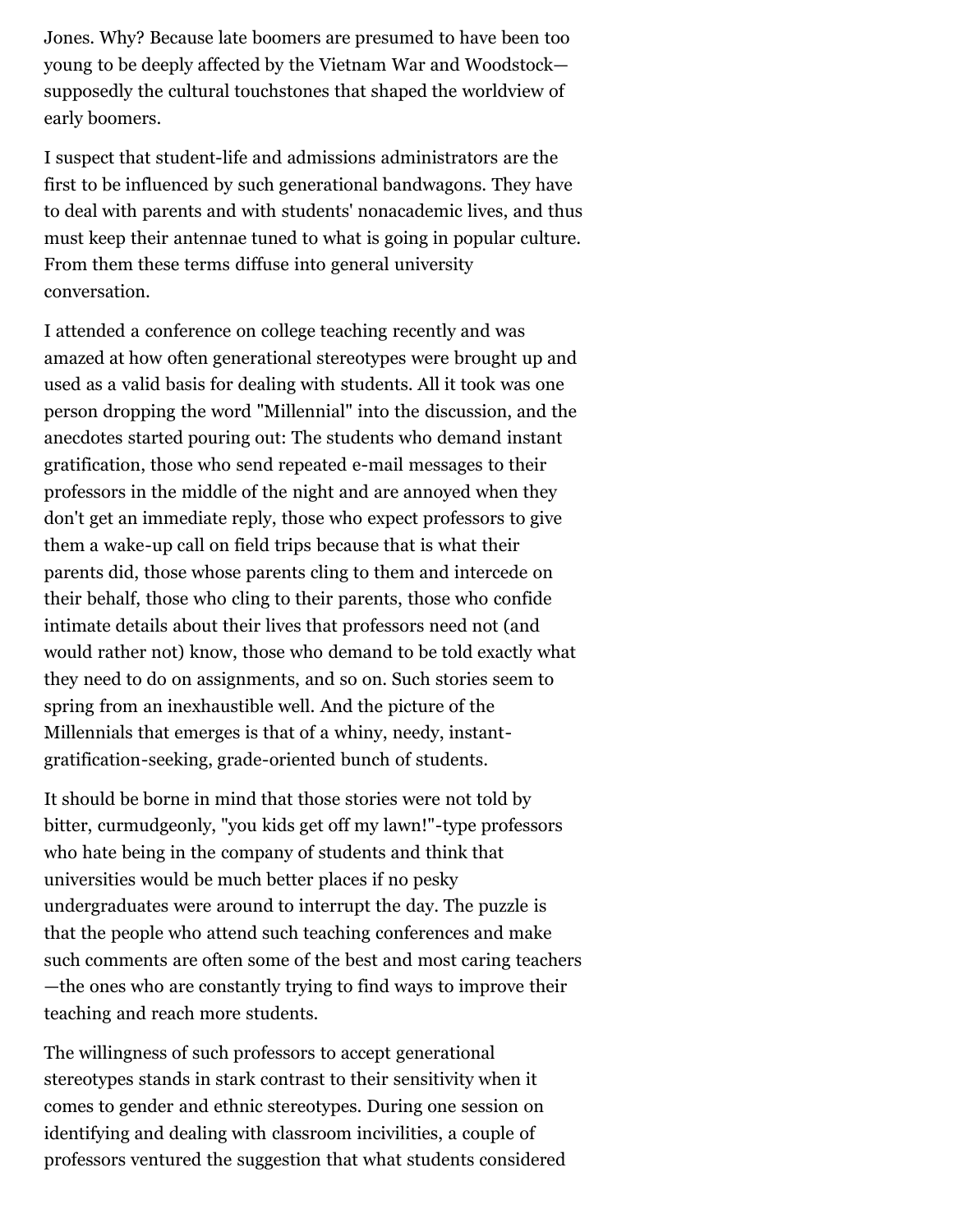Jones. Why? Because late boomers are presumed to have been too young to be deeply affected by the Vietnam War and Woodstock—supposedly the cultural touchstones that shaped the worldview of early boomers.

I suspect that student-life and admissions administrators are the first to be influenced by such generational bandwagons. They have to deal with parents and with students' nonacademic lives, and thus must keep their antennae tuned to what is going in popular culture. From them these terms diffuse into general university conversation.

I attended a conference on college teaching recently and was amazed at how often generational stereotypes were brought up and used as a valid basis for dealing with students. All it took was one person dropping the word "Millennial" into the discussion, and the anecdotes started pouring out: The students who demand instant gratification, those who send repeated e-mail messages to their professors in the middle of the night and are annoyed when they don't get an immediate reply, those who expect professors to give them a wake-up call on field trips because that is what their parents did, those whose parents cling to them and intercede on their behalf, those who cling to their parents, those who confide intimate details about their lives that professors need not (and would rather not) know, those who demand to be told exactly what they need to do on assignments, and so on. Such stories seem to spring from an inexhaustible well. And the picture of the Millennials that emerges is that of a whiny, needy, instant-gratification-seeking, grade-oriented bunch of students.

It should be borne in mind that those stories were not told by bitter, curmudgeonly, "you kids get off my lawn!"-type professors who hate being in the company of students and think that universities would be much better places if no pesky undergraduates were around to interrupt the day. The puzzle is that the people who attend such teaching conferences and make such comments are often some of the best and most caring teachers—the ones who are constantly trying to find ways to improve their teaching and reach more students.

The willingness of such professors to accept generational stereotypes stands in stark contrast to their sensitivity when it comes to gender and ethnic stereotypes. During one session on identifying and dealing with classroom incivilities, a couple of professors ventured the suggestion that what students considered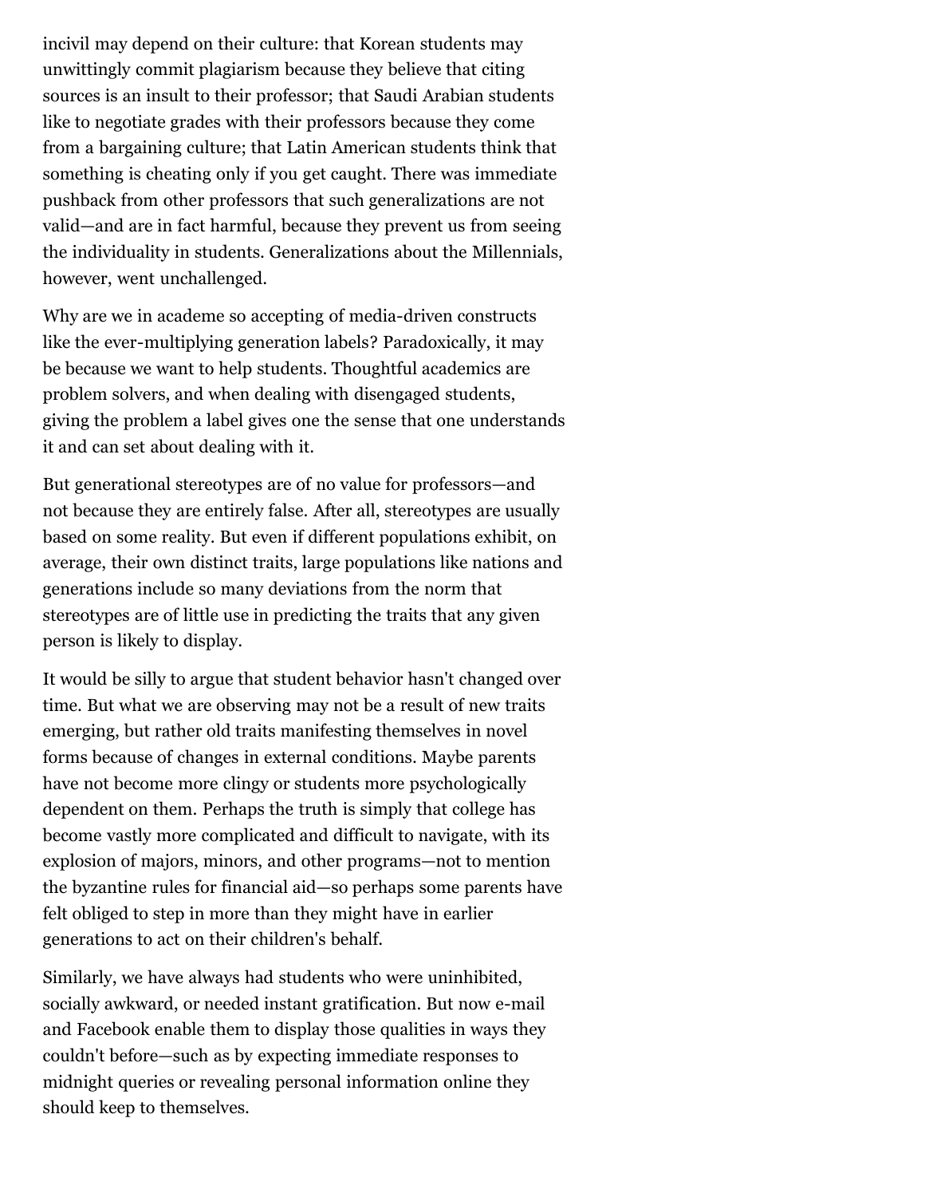incivil may depend on their culture: that Korean students may unwittingly commit plagiarism because they believe that citing sources is an insult to their professor; that Saudi Arabian students like to negotiate grades with their professors because they come from a bargaining culture; that Latin American students think that something is cheating only if you get caught. There was immediate pushback from other professors that such generalizations are not valid—and are in fact harmful, because they prevent us from seeing the individuality in students. Generalizations about the Millennials, however, went unchallenged.

Why are we in academe so accepting of media-driven constructs like the ever-multiplying generation labels? Paradoxically, it may be because we want to help students. Thoughtful academics are problem solvers, and when dealing with disengaged students, giving the problem a label gives one the sense that one understands it and can set about dealing with it.

But generational stereotypes are of no value for professors—and not because they are entirely false. After all, stereotypes are usually based on some reality. But even if different populations exhibit, on average, their own distinct traits, large populations like nations and generations include so many deviations from the norm that stereotypes are of little use in predicting the traits that any given person is likely to display.

It would be silly to argue that student behavior hasn't changed over time. But what we are observing may not be a result of new traits emerging, but rather old traits manifesting themselves in novel forms because of changes in external conditions. Maybe parents have not become more clingy or students more psychologically dependent on them. Perhaps the truth is simply that college has become vastly more complicated and difficult to navigate, with its explosion of majors, minors, and other programs—not to mention the byzantine rules for financial aid—so perhaps some parents have felt obliged to step in more than they might have in earlier generations to act on their children's behalf.

Similarly, we have always had students who were uninhibited, socially awkward, or needed instant gratification. But now e-mail and Facebook enable them to display those qualities in ways they couldn't before—such as by expecting immediate responses to midnight queries or revealing personal information online they should keep to themselves.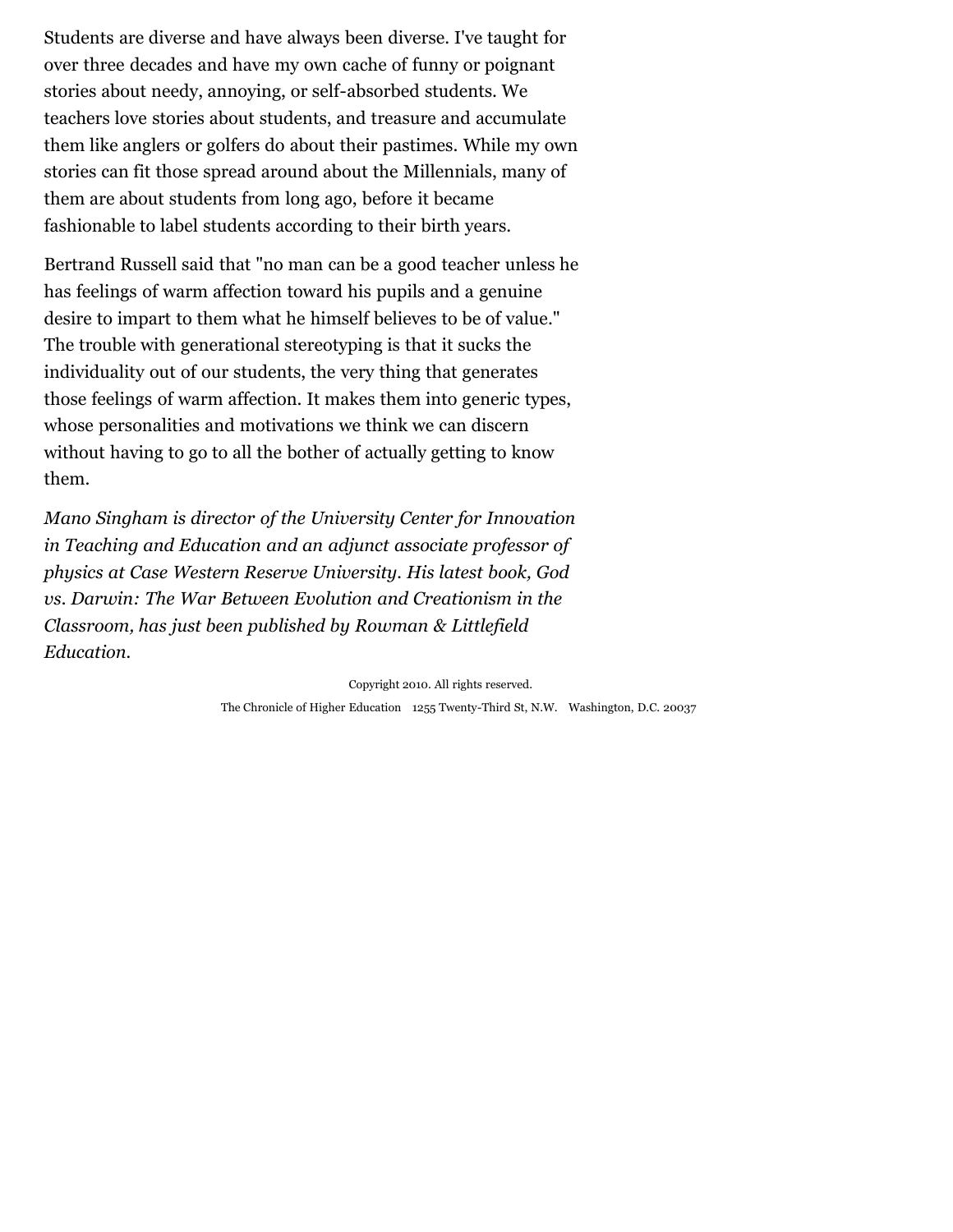Students are diverse and have always been diverse. I've taught for over three decades and have my own cache of funny or poignant stories about needy, annoying, or self-absorbed students. We teachers love stories about students, and treasure and accumulate them like anglers or golfers do about their pastimes. While my own stories can fit those spread around about the Millennials, many of them are about students from long ago, before it became fashionable to label students according to their birth years.

Bertrand Russell said that "no man can be a good teacher unless he has feelings of warm affection toward his pupils and a genuine desire to impart to them what he himself believes to be of value." The trouble with generational stereotyping is that it sucks the individuality out of our students, the very thing that generates those feelings of warm affection. It makes them into generic types, whose personalities and motivations we think we can discern without having to go to all the bother of actually getting to know them.

*Mano Singham is director of the University Center for Innovation in Teaching and Education and an adjunct associate professor of physics at Case Western Reserve University. His latest book, God vs. Darwin: The War Between Evolution and Creationism in the Classroom, has just been published by Rowman & Littlefield Education.*

Copyright 2010. All rights reserved.

The Chronicle of Higher Education 1255 Twenty-Third St, N.W. Washington, D.C. 20037